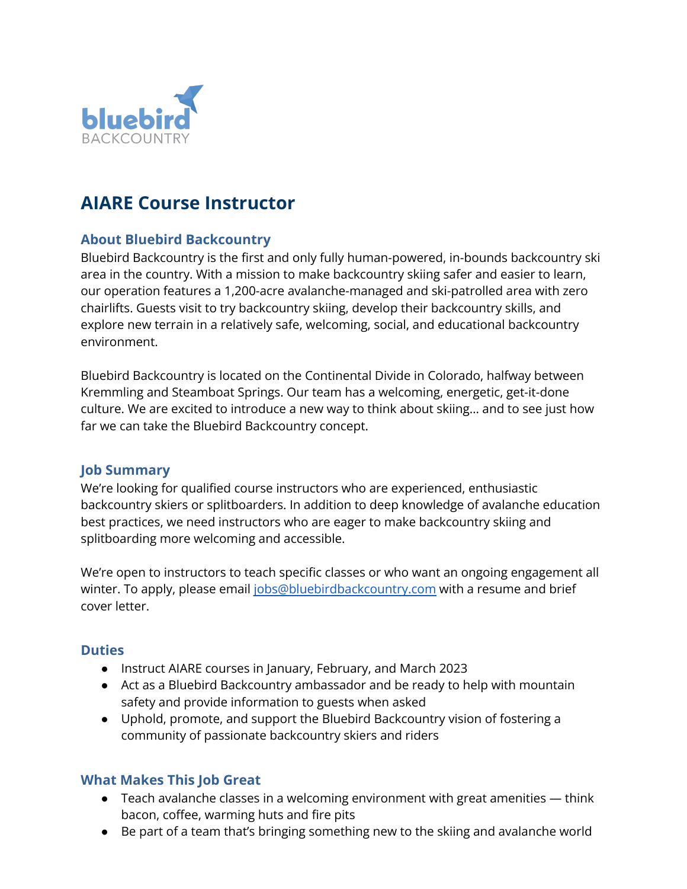# AIARE Course Instructor

## About Bluebird Backcountry

Bluebird Backcountry is the first and only fully human-powered, in-bounds backcountry ski area in the country. With a mission to make backcountry skiing safer and easier to learn, our operation features a 1,200-acre avalanche-managed and ski-patrolled area with zero chairlifts. Guests visit to try backcountry skiing, develop their backcountry skills, and explore new terrain in a relatively safe, welcoming, social, and educational backcountry environment.

Bluebird Backcountry is located on the Continental Divide in Colorado, halfway between Kremmling and Steamboat Springs. Our team has a welcoming, energetic, get-it-done culture. We are excited to introduce a new way to think about skiing… and to see just how far we can take the Bluebird Backcountry concept.

## Job Summary

We're looking for qualified course instructors who are experienced, enthusiastic backcountry skiers or splitboarders. In addition to deep knowledge of avalanche education best practices, we need instructors who are eager to make backcountry skiing and splitboarding more welcoming and accessible.

We're open to instructors to teach specific classes or who want an ongoing engagement all winter. To apply, please email jobs@bluebirdbackcountry.com with a resume and brief cover letter.

## Duties

- Instruct AIARE courses in January, February, and March 2023
- Act as a Bluebird Backcountry ambassador and be ready to help with mountain safety and provide information to guests when asked
- Uphold, promote, and support the Bluebird Backcountry vision of fostering a community of passionate backcountry skiers and riders

## What Makes This Job Great

- Teach avalanche classes in a welcoming environment with great amenities — think bacon, coffee, warming huts and fire pits
- Be part of a team that's bringing something new to the skiing and avalanche world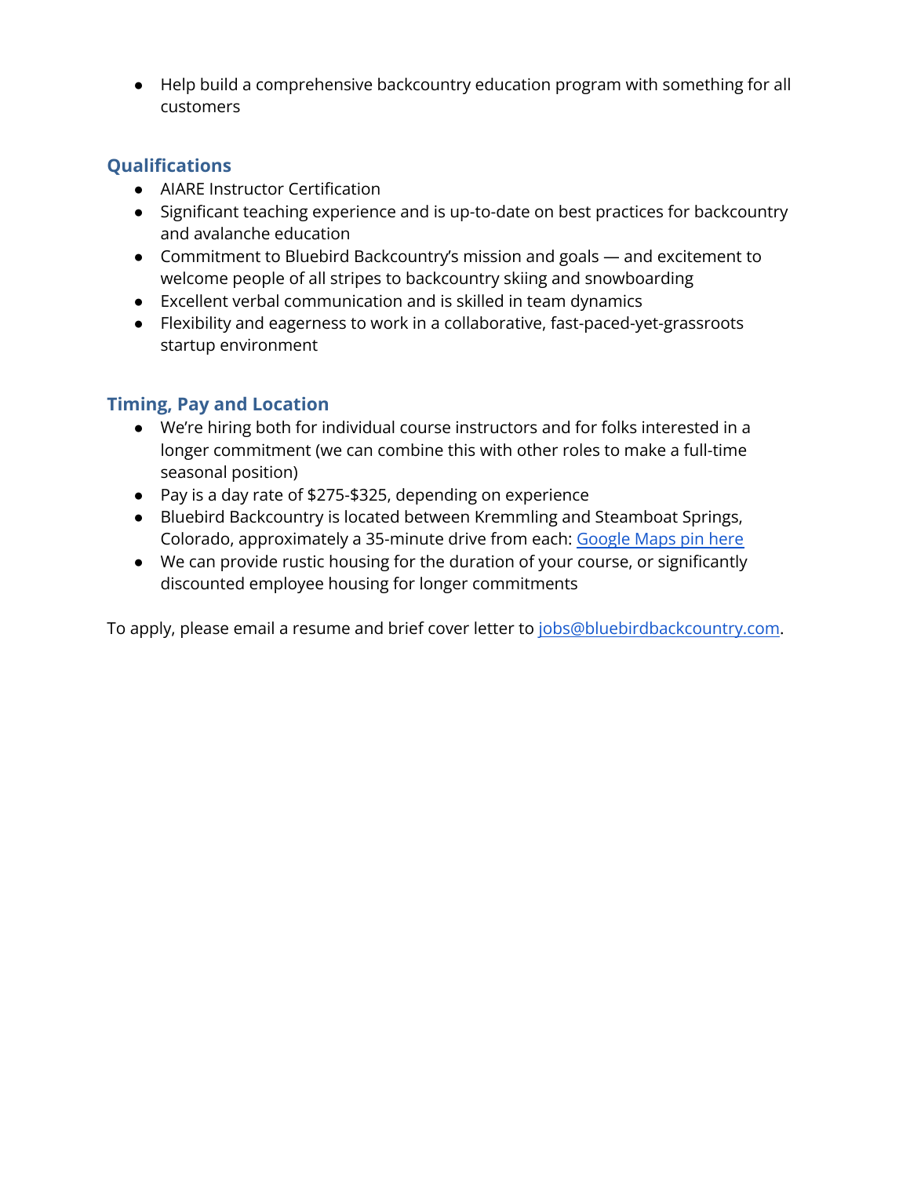- Help build a comprehensive backcountry education program with something for all customers

## Qualifications

- AIARE Instructor Certification
- Significant teaching experience and is up-to-date on best practices for backcountry and avalanche education
- Commitment to Bluebird Backcountry's mission and goals — and excitement to welcome people of all stripes to backcountry skiing and snowboarding
- Excellent verbal communication and is skilled in team dynamics
- Flexibility and eagerness to work in a collaborative, fast-paced-yet-grassroots startup environment

## Timing, Pay and Location

- We're hiring both for individual course instructors and for folks interested in a longer commitment (we can combine this with other roles to make a full-time seasonal position)
- Pay is a day rate of $275-$325, depending on experience
- Bluebird Backcountry is located between Kremmling and Steamboat Springs, Colorado, approximately a 35-minute drive from each: Google Maps pin here
- We can provide rustic housing for the duration of your course, or significantly discounted employee housing for longer commitments

To apply, please email a resume and brief cover letter to jobs@bluebirdbackcountry.com.